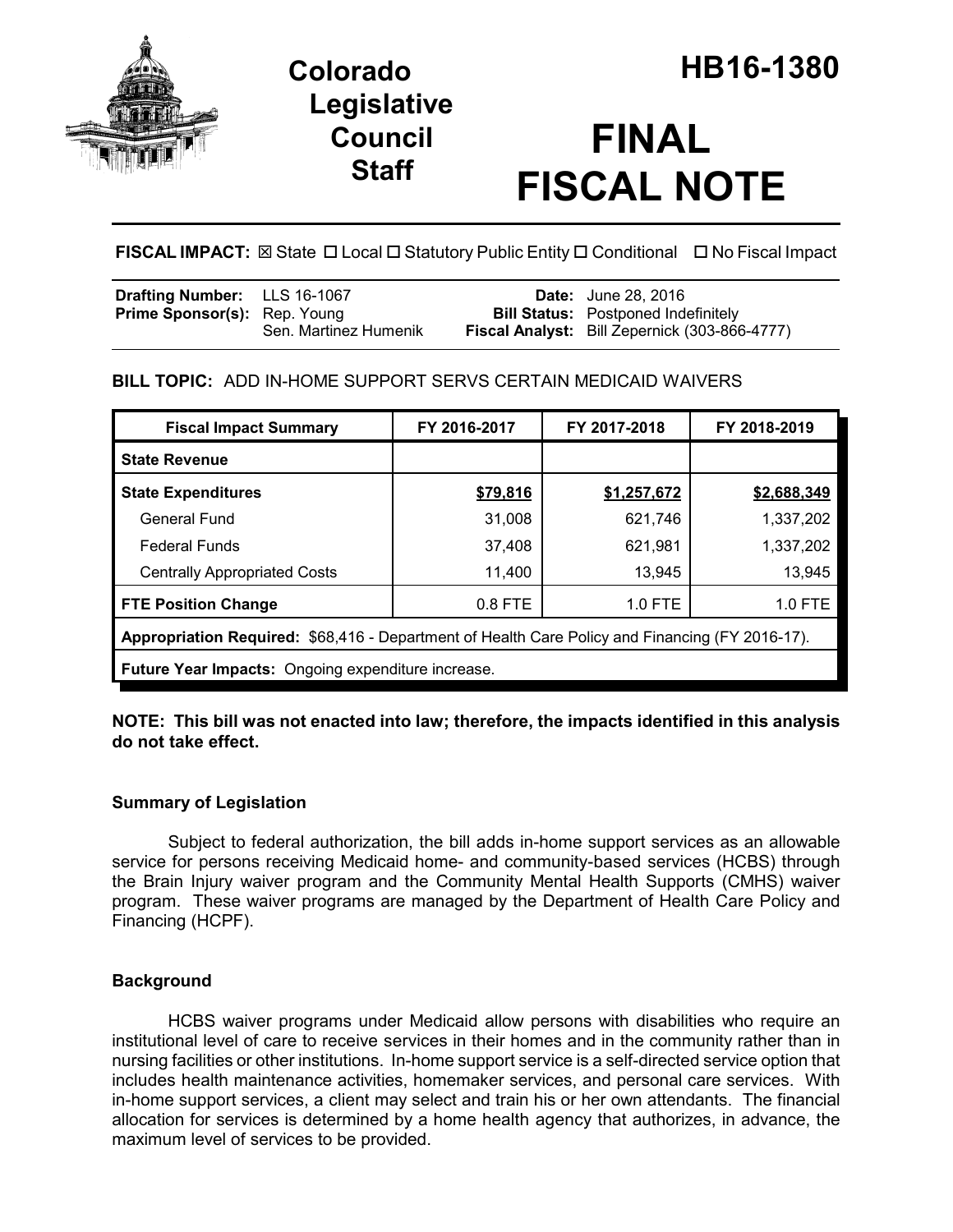# Colorado Legislative Council Staff

# HB16-1380

# FINAL FISCAL NOTE

**FISCAL IMPACT:** ☒ State ☐ Local ☐ Statutory Public Entity ☐ Conditional ☐ No Fiscal Impact

| | | | |
|---|---|---|---|
| **Drafting Number:** | LLS 16-1067 | **Date:** | June 28, 2016 |
| **Prime Sponsor(s):** | Rep. Young<br>Sen. Martinez Humenik | **Bill Status:** | Postponed Indefinitely |
| | | **Fiscal Analyst:** | Bill Zepernick (303-866-4777) |

**BILL TOPIC:** ADD IN-HOME SUPPORT SERVS CERTAIN MEDICAID WAIVERS

| Fiscal Impact Summary | FY 2016-2017 | FY 2017-2018 | FY 2018-2019 |
|---|---|---|---|
| **State Revenue** | | | |
| **State Expenditures** | **$79,816** | **$1,257,672** | **$2,688,349** |
| General Fund | 31,008 | 621,746 | 1,337,202 |
| Federal Funds | 37,408 | 621,981 | 1,337,202 |
| Centrally Appropriated Costs | 11,400 | 13,945 | 13,945 |
| **FTE Position Change** | 0.8 FTE | 1.0 FTE | 1.0 FTE |
| **Appropriation Required:** $68,416 - Department of Health Care Policy and Financing (FY 2016-17). | | | |
| **Future Year Impacts:** Ongoing expenditure increase. | | | |

**NOTE: This bill was not enacted into law; therefore, the impacts identified in this analysis do not take effect.**

## Summary of Legislation

Subject to federal authorization, the bill adds in-home support services as an allowable service for persons receiving Medicaid home- and community-based services (HCBS) through the Brain Injury waiver program and the Community Mental Health Supports (CMHS) waiver program. These waiver programs are managed by the Department of Health Care Policy and Financing (HCPF).

## Background

HCBS waiver programs under Medicaid allow persons with disabilities who require an institutional level of care to receive services in their homes and in the community rather than in nursing facilities or other institutions. In-home support service is a self-directed service option that includes health maintenance activities, homemaker services, and personal care services. With in-home support services, a client may select and train his or her own attendants. The financial allocation for services is determined by a home health agency that authorizes, in advance, the maximum level of services to be provided.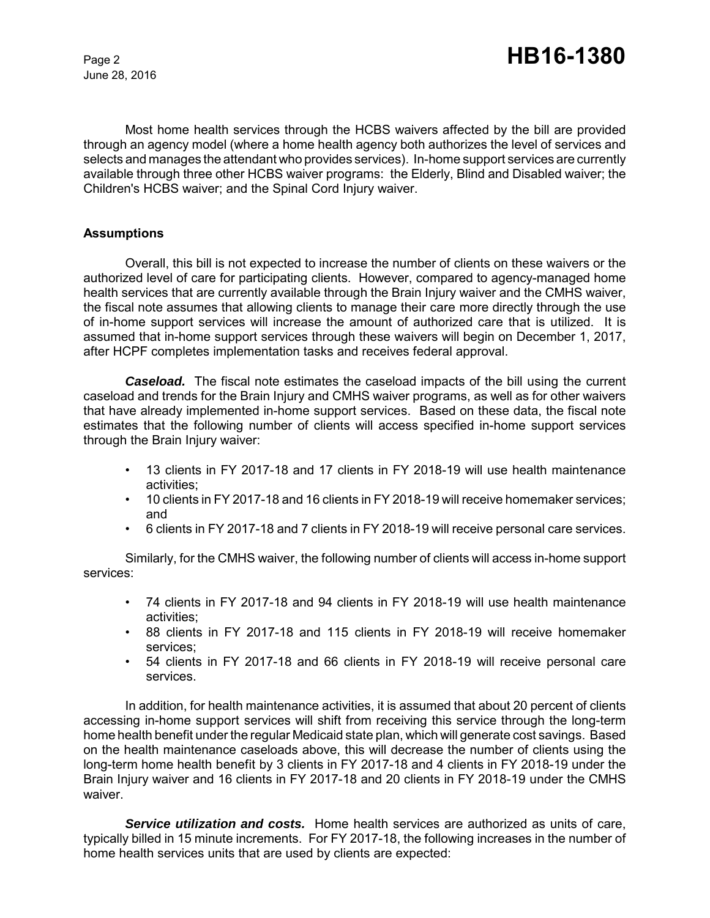Most home health services through the HCBS waivers affected by the bill are provided through an agency model (where a home health agency both authorizes the level of services and selects and manages the attendant who provides services). In-home support services are currently available through three other HCBS waiver programs: the Elderly, Blind and Disabled waiver; the Children's HCBS waiver; and the Spinal Cord Injury waiver.

### Assumptions

Overall, this bill is not expected to increase the number of clients on these waivers or the authorized level of care for participating clients. However, compared to agency-managed home health services that are currently available through the Brain Injury waiver and the CMHS waiver, the fiscal note assumes that allowing clients to manage their care more directly through the use of in-home support services will increase the amount of authorized care that is utilized. It is assumed that in-home support services through these waivers will begin on December 1, 2017, after HCPF completes implementation tasks and receives federal approval.

***Caseload.*** The fiscal note estimates the caseload impacts of the bill using the current caseload and trends for the Brain Injury and CMHS waiver programs, as well as for other waivers that have already implemented in-home support services. Based on these data, the fiscal note estimates that the following number of clients will access specified in-home support services through the Brain Injury waiver:

- 13 clients in FY 2017-18 and 17 clients in FY 2018-19 will use health maintenance activities;
- 10 clients in FY 2017-18 and 16 clients in FY 2018-19 will receive homemaker services; and
- 6 clients in FY 2017-18 and 7 clients in FY 2018-19 will receive personal care services.

Similarly, for the CMHS waiver, the following number of clients will access in-home support services:

- 74 clients in FY 2017-18 and 94 clients in FY 2018-19 will use health maintenance activities;
- 88 clients in FY 2017-18 and 115 clients in FY 2018-19 will receive homemaker services;
- 54 clients in FY 2017-18 and 66 clients in FY 2018-19 will receive personal care services.

In addition, for health maintenance activities, it is assumed that about 20 percent of clients accessing in-home support services will shift from receiving this service through the long-term home health benefit under the regular Medicaid state plan, which will generate cost savings. Based on the health maintenance caseloads above, this will decrease the number of clients using the long-term home health benefit by 3 clients in FY 2017-18 and 4 clients in FY 2018-19 under the Brain Injury waiver and 16 clients in FY 2017-18 and 20 clients in FY 2018-19 under the CMHS waiver.

***Service utilization and costs.*** Home health services are authorized as units of care, typically billed in 15 minute increments. For FY 2017-18, the following increases in the number of home health services units that are used by clients are expected: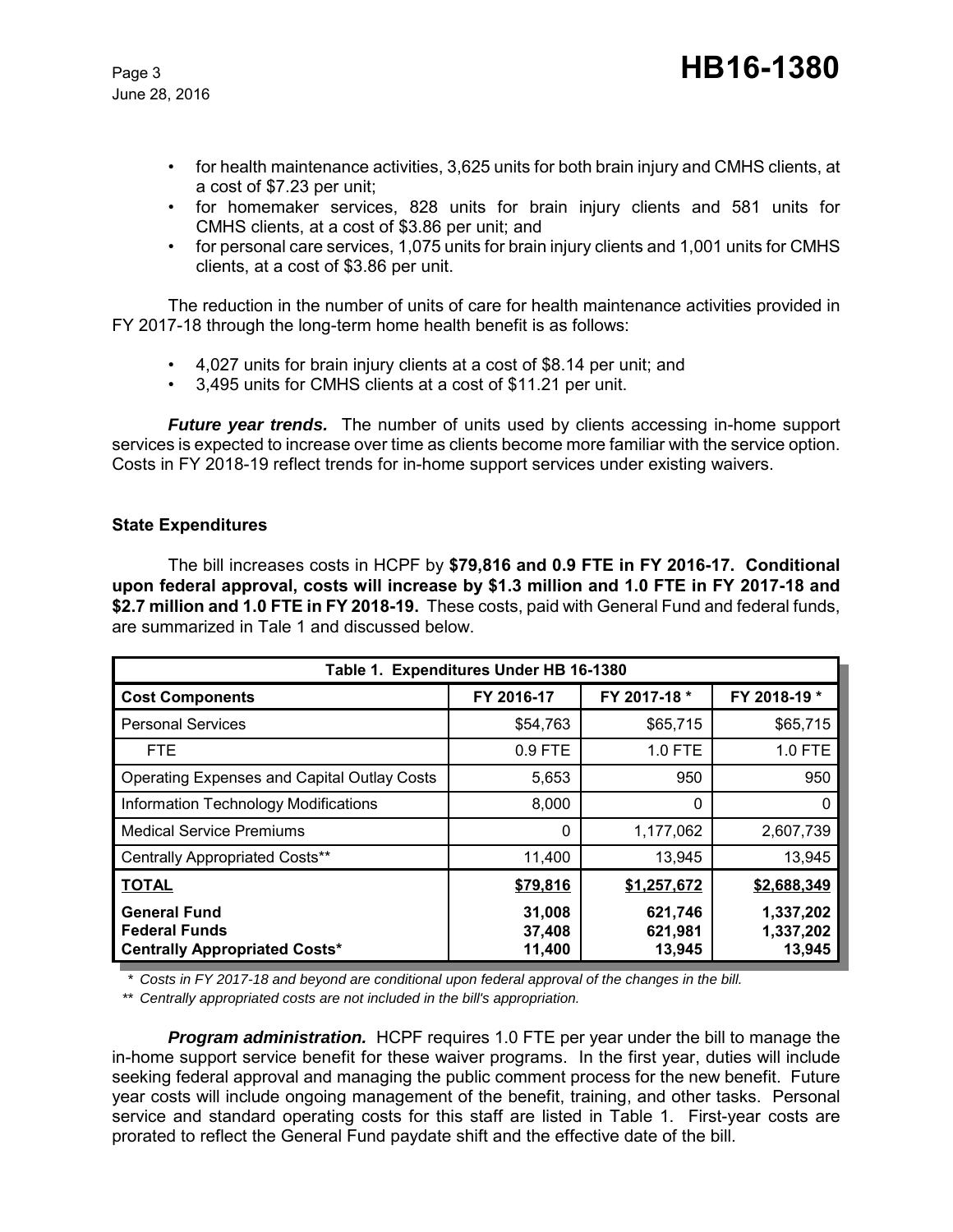- for health maintenance activities, 3,625 units for both brain injury and CMHS clients, at a cost of $7.23 per unit;
- for homemaker services, 828 units for brain injury clients and 581 units for CMHS clients, at a cost of $3.86 per unit; and
- for personal care services, 1,075 units for brain injury clients and 1,001 units for CMHS clients, at a cost of $3.86 per unit.

The reduction in the number of units of care for health maintenance activities provided in FY 2017-18 through the long-term home health benefit is as follows:

- 4,027 units for brain injury clients at a cost of $8.14 per unit; and
- 3,495 units for CMHS clients at a cost of $11.21 per unit.

***Future year trends.*** The number of units used by clients accessing in-home support services is expected to increase over time as clients become more familiar with the service option. Costs in FY 2018-19 reflect trends for in-home support services under existing waivers.

### State Expenditures

The bill increases costs in HCPF by **$79,816 and 0.9 FTE in FY 2016-17. Conditional upon federal approval, costs will increase by $1.3 million and 1.0 FTE in FY 2017-18 and $2.7 million and 1.0 FTE in FY 2018-19.** These costs, paid with General Fund and federal funds, are summarized in Tale 1 and discussed below.

| Table 1. Expenditures Under HB 16-1380 | | | |
|---|---|---|---|
| **Cost Components** | **FY 2016-17** | **FY 2017-18 *** | **FY 2018-19 *** |
| Personal Services | $54,763 | $65,715 | $65,715 |
| FTE | 0.9 FTE | 1.0 FTE | 1.0 FTE |
| Operating Expenses and Capital Outlay Costs | 5,653 | 950 | 950 |
| Information Technology Modifications | 8,000 | 0 | 0 |
| Medical Service Premiums | 0 | 1,177,062 | 2,607,739 |
| Centrally Appropriated Costs** | 11,400 | 13,945 | 13,945 |
| **TOTAL** | **$79,816** | **$1,257,672** | **$2,688,349** |
| **General Fund** | **31,008** | **621,746** | **1,337,202** |
| **Federal Funds** | **37,408** | **621,981** | **1,337,202** |
| **Centrally Appropriated Costs*** | **11,400** | **13,945** | **13,945** |

*\* Costs in FY 2017-18 and beyond are conditional upon federal approval of the changes in the bill.*

*\*\* Centrally appropriated costs are not included in the bill's appropriation.*

***Program administration.*** HCPF requires 1.0 FTE per year under the bill to manage the in-home support service benefit for these waiver programs. In the first year, duties will include seeking federal approval and managing the public comment process for the new benefit. Future year costs will include ongoing management of the benefit, training, and other tasks. Personal service and standard operating costs for this staff are listed in Table 1. First-year costs are prorated to reflect the General Fund paydate shift and the effective date of the bill.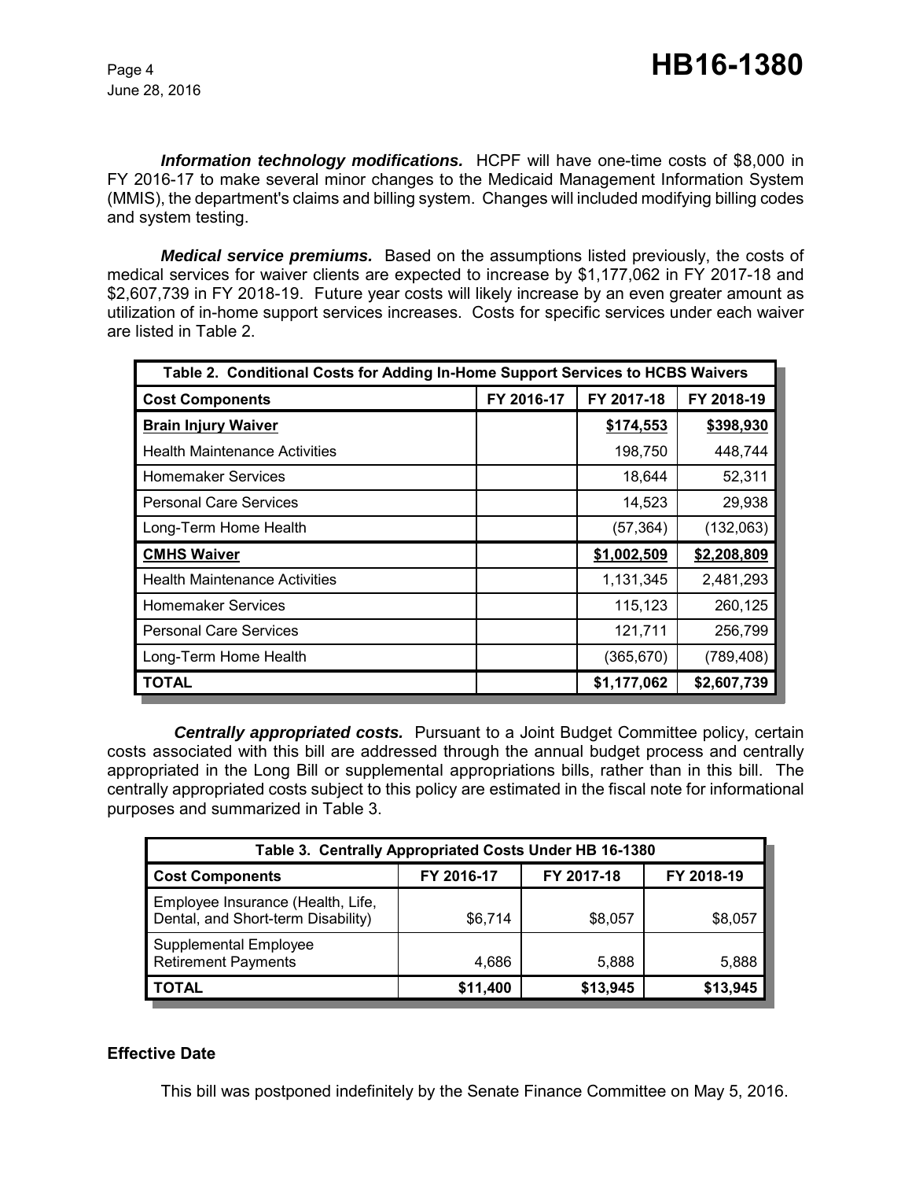***Information technology modifications.*** HCPF will have one-time costs of $8,000 in FY 2016-17 to make several minor changes to the Medicaid Management Information System (MMIS), the department's claims and billing system. Changes will included modifying billing codes and system testing.

***Medical service premiums.*** Based on the assumptions listed previously, the costs of medical services for waiver clients are expected to increase by $1,177,062 in FY 2017-18 and $2,607,739 in FY 2018-19. Future year costs will likely increase by an even greater amount as utilization of in-home support services increases. Costs for specific services under each waiver are listed in Table 2.

| Table 2. Conditional Costs for Adding In-Home Support Services to HCBS Waivers | | | |
|---|---|---|---|
| **Cost Components** | **FY 2016-17** | **FY 2017-18** | **FY 2018-19** |
| **Brain Injury Waiver** | | **$174,553** | **$398,930** |
| Health Maintenance Activities | | 198,750 | 448,744 |
| Homemaker Services | | 18,644 | 52,311 |
| Personal Care Services | | 14,523 | 29,938 |
| Long-Term Home Health | | (57,364) | (132,063) |
| **CMHS Waiver** | | **$1,002,509** | **$2,208,809** |
| Health Maintenance Activities | | 1,131,345 | 2,481,293 |
| Homemaker Services | | 115,123 | 260,125 |
| Personal Care Services | | 121,711 | 256,799 |
| Long-Term Home Health | | (365,670) | (789,408) |
| **TOTAL** | | **$1,177,062** | **$2,607,739** |

***Centrally appropriated costs.*** Pursuant to a Joint Budget Committee policy, certain costs associated with this bill are addressed through the annual budget process and centrally appropriated in the Long Bill or supplemental appropriations bills, rather than in this bill. The centrally appropriated costs subject to this policy are estimated in the fiscal note for informational purposes and summarized in Table 3.

| Table 3. Centrally Appropriated Costs Under HB 16-1380 | | | |
|---|---|---|---|
| **Cost Components** | **FY 2016-17** | **FY 2017-18** | **FY 2018-19** |
| Employee Insurance (Health, Life, Dental, and Short-term Disability) | $6,714 | $8,057 | $8,057 |
| Supplemental Employee Retirement Payments | 4,686 | 5,888 | 5,888 |
| **TOTAL** | **$11,400** | **$13,945** | **$13,945** |

## Effective Date

This bill was postponed indefinitely by the Senate Finance Committee on May 5, 2016.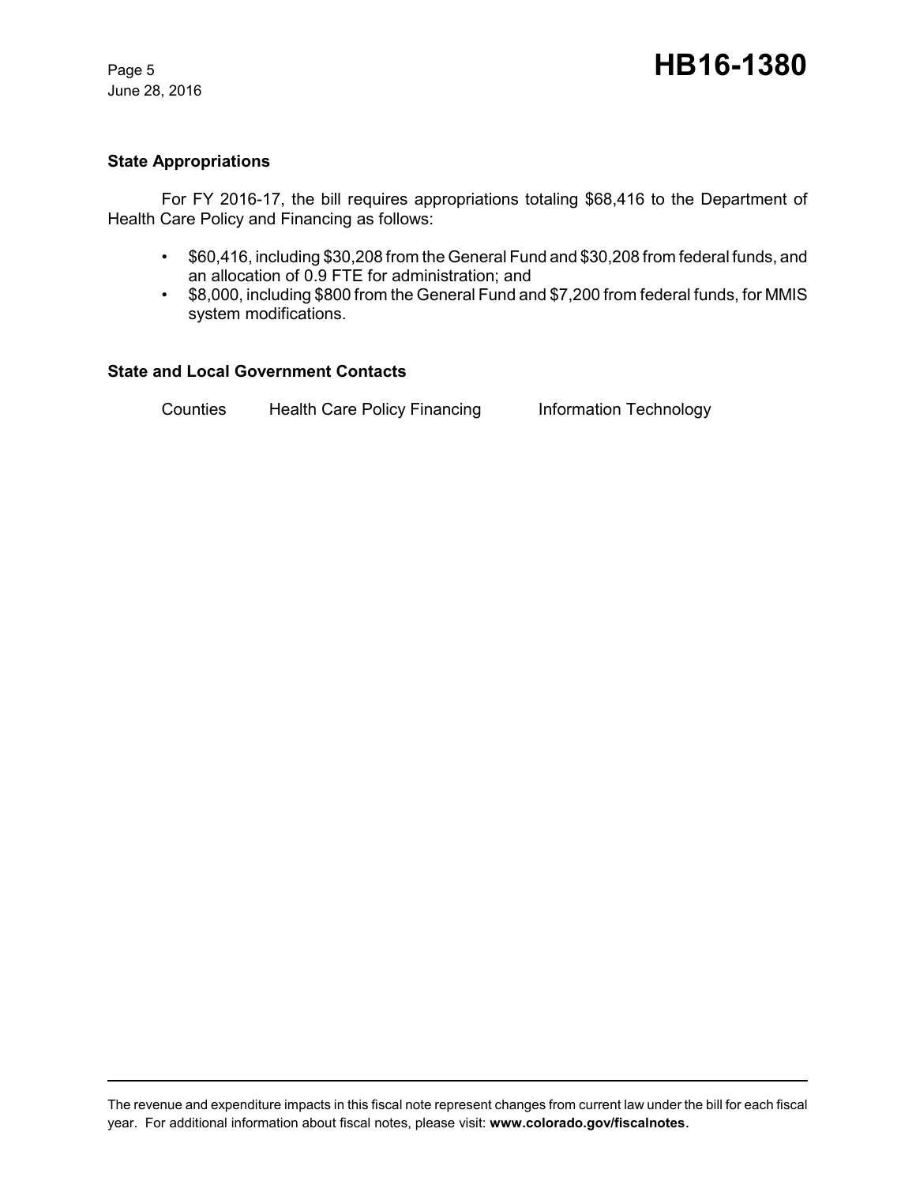## State Appropriations

For FY 2016-17, the bill requires appropriations totaling $68,416 to the Department of Health Care Policy and Financing as follows:

- $60,416, including $30,208 from the General Fund and $30,208 from federal funds, and an allocation of 0.9 FTE for administration; and
- $8,000, including $800 from the General Fund and $7,200 from federal funds, for MMIS system modifications.

## State and Local Government Contacts

Counties    Health Care Policy Financing    Information Technology

The revenue and expenditure impacts in this fiscal note represent changes from current law under the bill for each fiscal year. For additional information about fiscal notes, please visit: **www.colorado.gov/fiscalnotes.**